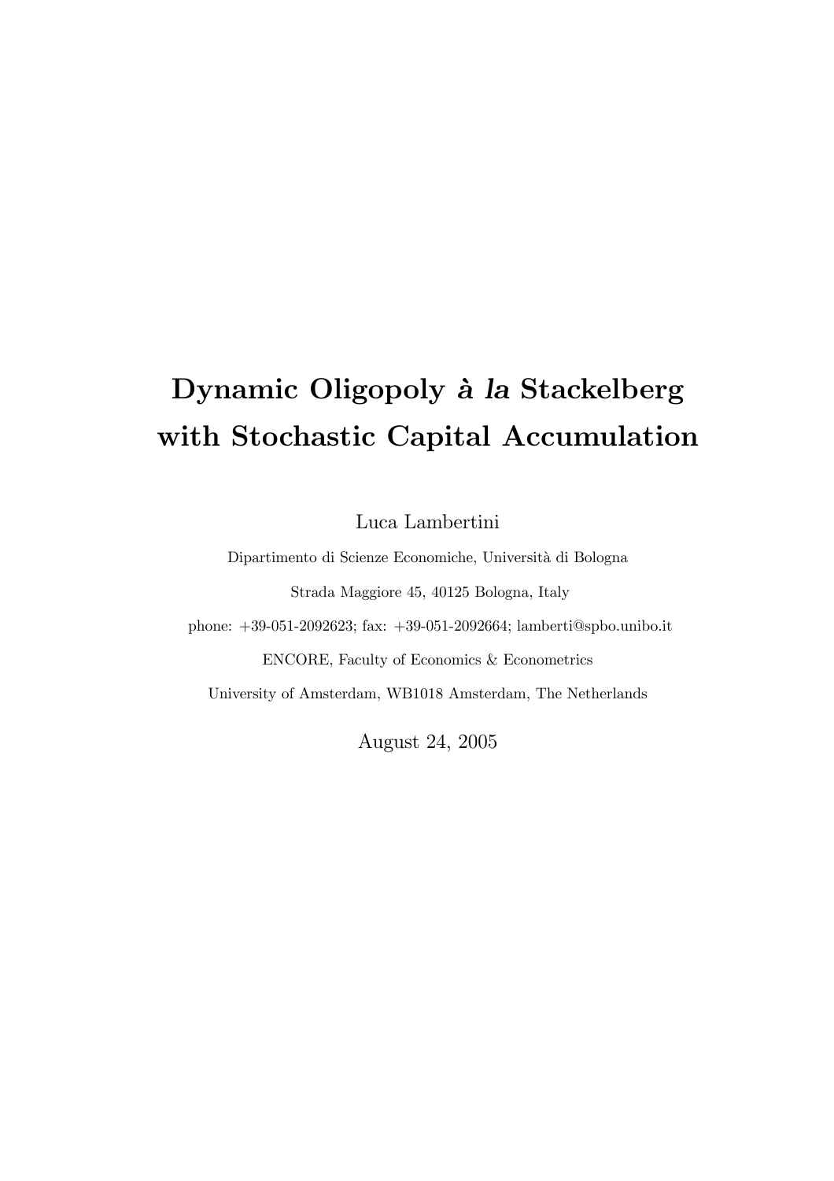# Dynamic Oligopoly *à la* Stackelberg with Stochastic Capital Accumulation

Luca Lambertini

Dipartimento di Scienze Economiche, Università di Bologna

Strada Maggiore 45, 40125 Bologna, Italy

phone: +39-051-2092623; fax: +39-051-2092664; lamberti@spbo.unibo.it

ENCORE, Faculty of Economics & Econometrics

University of Amsterdam, WB1018 Amsterdam, The Netherlands

August 24, 2005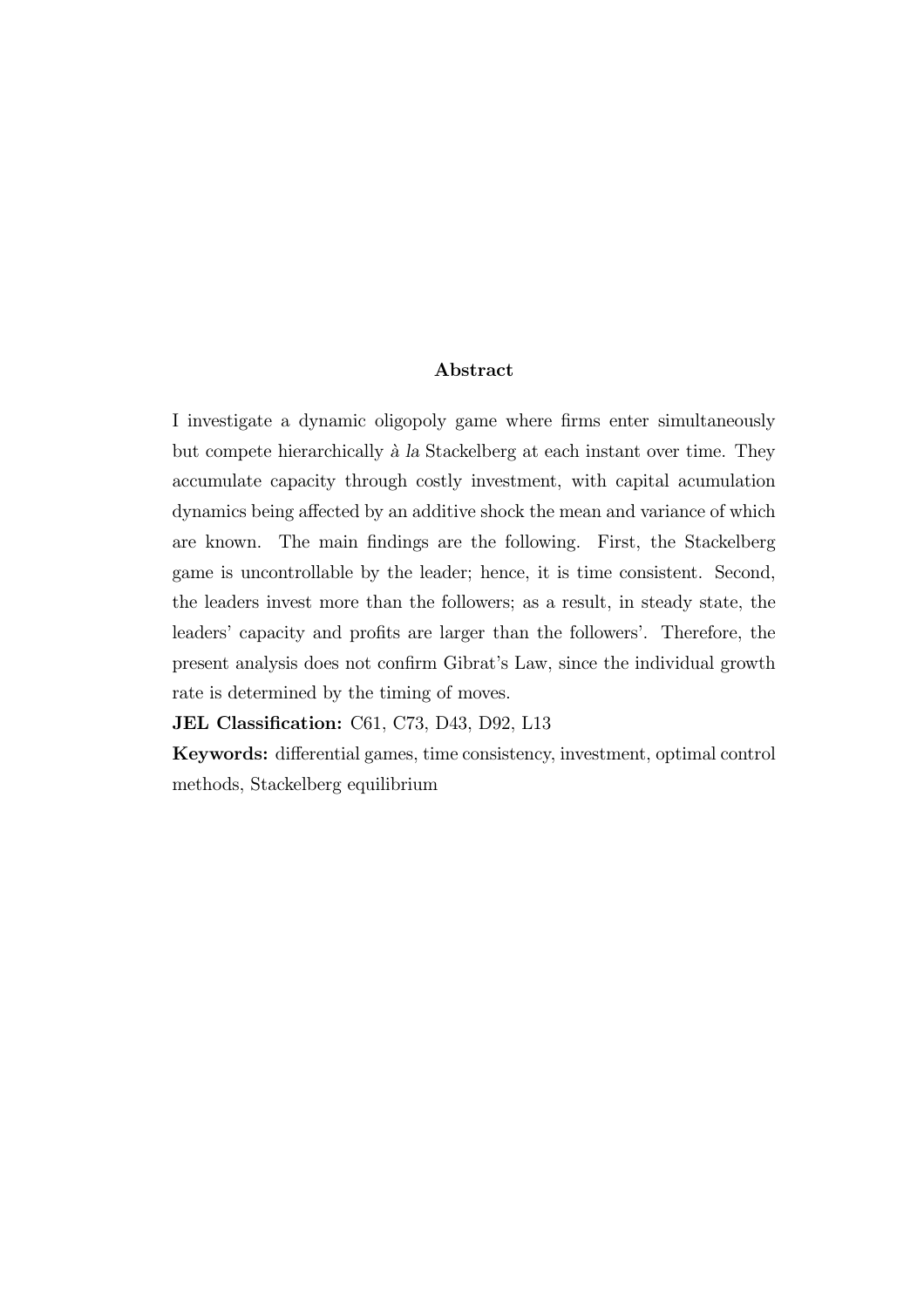**Abstract**

I investigate a dynamic oligopoly game where firms enter simultaneously but compete hierarchically *à la* Stackelberg at each instant over time. They accumulate capacity through costly investment, with capital acumulation dynamics being affected by an additive shock the mean and variance of which are known. The main findings are the following. First, the Stackelberg game is uncontrollable by the leader; hence, it is time consistent. Second, the leaders invest more than the followers; as a result, in steady state, the leaders' capacity and profits are larger than the followers'. Therefore, the present analysis does not confirm Gibrat's Law, since the individual growth rate is determined by the timing of moves.

**JEL Classification:** C61, C73, D43, D92, L13

**Keywords:** differential games, time consistency, investment, optimal control methods, Stackelberg equilibrium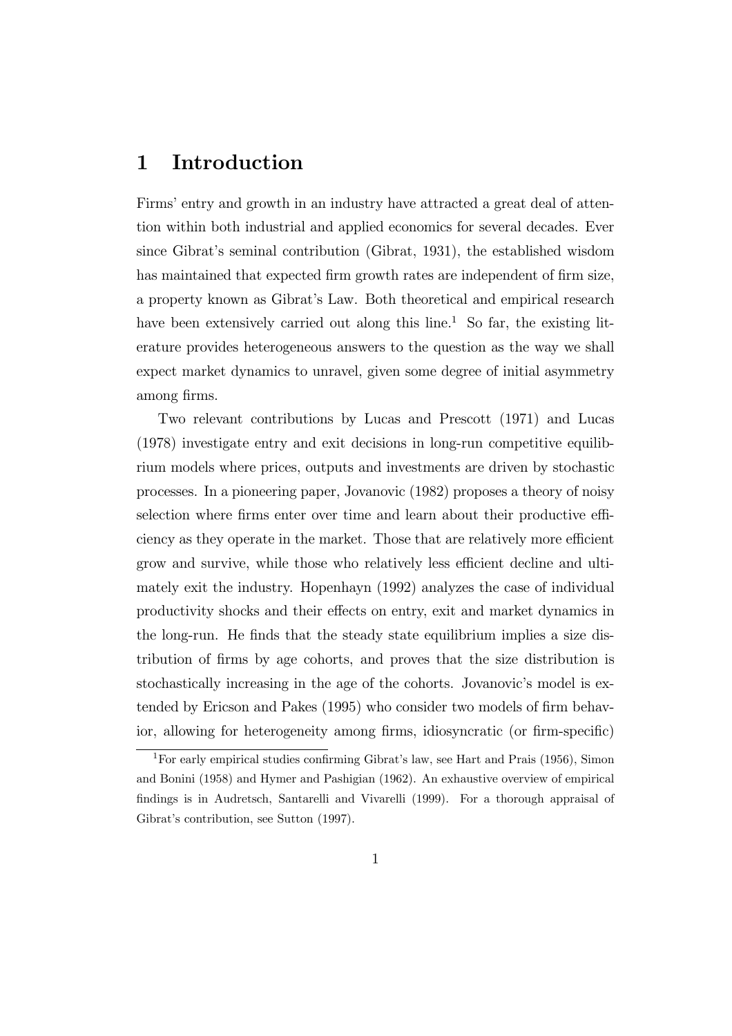# 1 Introduction

Firms' entry and growth in an industry have attracted a great deal of attention within both industrial and applied economics for several decades. Ever since Gibrat's seminal contribution (Gibrat, 1931), the established wisdom has maintained that expected firm growth rates are independent of firm size, a property known as Gibrat's Law. Both theoretical and empirical research have been extensively carried out along this line.[1] So far, the existing literature provides heterogeneous answers to the question as the way we shall expect market dynamics to unravel, given some degree of initial asymmetry among firms.

Two relevant contributions by Lucas and Prescott (1971) and Lucas (1978) investigate entry and exit decisions in long-run competitive equilibrium models where prices, outputs and investments are driven by stochastic processes. In a pioneering paper, Jovanovic (1982) proposes a theory of noisy selection where firms enter over time and learn about their productive efficiency as they operate in the market. Those that are relatively more efficient grow and survive, while those who relatively less efficient decline and ultimately exit the industry. Hopenhayn (1992) analyzes the case of individual productivity shocks and their effects on entry, exit and market dynamics in the long-run. He finds that the steady state equilibrium implies a size distribution of firms by age cohorts, and proves that the size distribution is stochastically increasing in the age of the cohorts. Jovanovic's model is extended by Ericson and Pakes (1995) who consider two models of firm behavior, allowing for heterogeneity among firms, idiosyncratic (or firm-specific)

[1] For early empirical studies confirming Gibrat's law, see Hart and Prais (1956), Simon and Bonini (1958) and Hymer and Pashigian (1962). An exhaustive overview of empirical findings is in Audretsch, Santarelli and Vivarelli (1999). For a thorough appraisal of Gibrat's contribution, see Sutton (1997).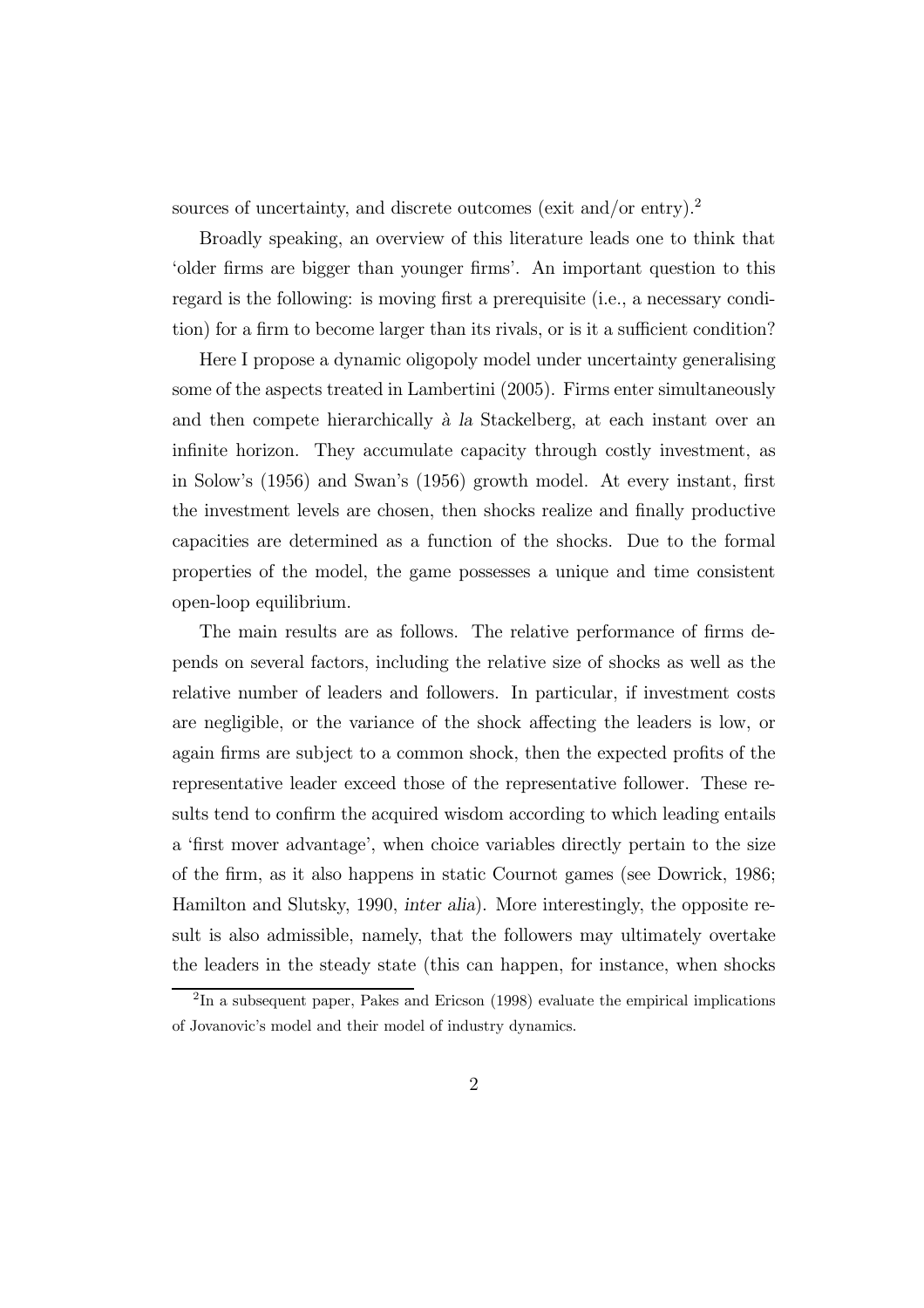sources of uncertainty, and discrete outcomes (exit and/or entry).[2]

Broadly speaking, an overview of this literature leads one to think that 'older firms are bigger than younger firms'. An important question to this regard is the following: is moving first a prerequisite (i.e., a necessary condition) for a firm to become larger than its rivals, or is it a sufficient condition?

Here I propose a dynamic oligopoly model under uncertainty generalising some of the aspects treated in Lambertini (2005). Firms enter simultaneously and then compete hierarchically *à la* Stackelberg, at each instant over an infinite horizon. They accumulate capacity through costly investment, as in Solow's (1956) and Swan's (1956) growth model. At every instant, first the investment levels are chosen, then shocks realize and finally productive capacities are determined as a function of the shocks. Due to the formal properties of the model, the game possesses a unique and time consistent open-loop equilibrium.

The main results are as follows. The relative performance of firms depends on several factors, including the relative size of shocks as well as the relative number of leaders and followers. In particular, if investment costs are negligible, or the variance of the shock affecting the leaders is low, or again firms are subject to a common shock, then the expected profits of the representative leader exceed those of the representative follower. These results tend to confirm the acquired wisdom according to which leading entails a 'first mover advantage', when choice variables directly pertain to the size of the firm, as it also happens in static Cournot games (see Dowrick, 1986; Hamilton and Slutsky, 1990, *inter alia*). More interestingly, the opposite result is also admissible, namely, that the followers may ultimately overtake the leaders in the steady state (this can happen, for instance, when shocks

[2] In a subsequent paper, Pakes and Ericson (1998) evaluate the empirical implications of Jovanovic's model and their model of industry dynamics.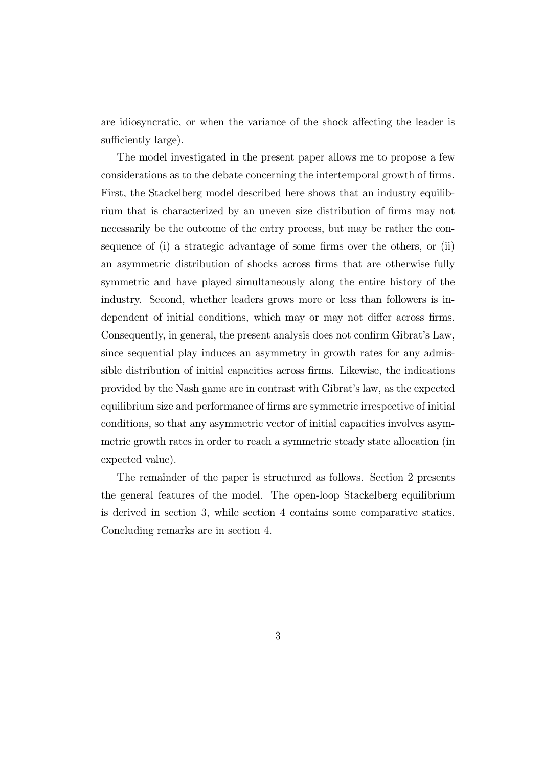are idiosyncratic, or when the variance of the shock affecting the leader is sufficiently large).

The model investigated in the present paper allows me to propose a few considerations as to the debate concerning the intertemporal growth of firms. First, the Stackelberg model described here shows that an industry equilibrium that is characterized by an uneven size distribution of firms may not necessarily be the outcome of the entry process, but may be rather the consequence of (i) a strategic advantage of some firms over the others, or (ii) an asymmetric distribution of shocks across firms that are otherwise fully symmetric and have played simultaneously along the entire history of the industry. Second, whether leaders grows more or less than followers is independent of initial conditions, which may or may not differ across firms. Consequently, in general, the present analysis does not confirm Gibrat's Law, since sequential play induces an asymmetry in growth rates for any admissible distribution of initial capacities across firms. Likewise, the indications provided by the Nash game are in contrast with Gibrat's law, as the expected equilibrium size and performance of firms are symmetric irrespective of initial conditions, so that any asymmetric vector of initial capacities involves asymmetric growth rates in order to reach a symmetric steady state allocation (in expected value).

The remainder of the paper is structured as follows. Section 2 presents the general features of the model. The open-loop Stackelberg equilibrium is derived in section 3, while section 4 contains some comparative statics. Concluding remarks are in section 4.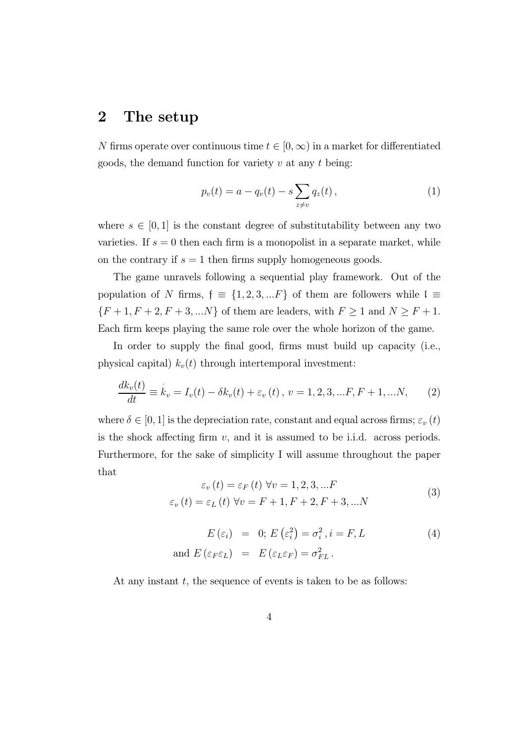## 2 The setup

$N$ firms operate over continuous time $t \in [0, \infty)$ in a market for differentiated goods, the demand function for variety $v$ at any $t$ being:

$$p_v(t) = a - q_v(t) - s \sum_{z \neq v} q_z(t)\,, \tag{1}$$

where $s \in [0, 1]$ is the constant degree of substitutability between any two varieties. If $s = 0$ then each firm is a monopolist in a separate market, while on the contrary if $s = 1$ then firms supply homogeneous goods.

The game unravels following a sequential play framework. Out of the population of $N$ firms, $\mathfrak{f} \equiv \{1, 2, 3, ...F\}$ of them are followers while $\mathfrak{l} \equiv \{F+1, F+2, F+3, ...N\}$ of them are leaders, with $F \geq 1$ and $N \geq F + 1$. Each firm keeps playing the same role over the whole horizon of the game.

In order to supply the final good, firms must build up capacity (i.e., physical capital) $k_v(t)$ through intertemporal investment:

$$\frac{dk_v(t)}{dt} \equiv \dot{k}_v = I_v(t) - \delta k_v(t) + \varepsilon_v(t)\,,\; v = 1, 2, 3, ...F, F+1, ...N, \tag{2}$$

where $\delta \in [0, 1]$ is the depreciation rate, constant and equal across firms; $\varepsilon_v(t)$ is the shock affecting firm $v$, and it is assumed to be i.i.d. across periods. Furthermore, for the sake of simplicity I will assume throughout the paper that

$$\begin{aligned} \varepsilon_v(t) &= \varepsilon_F(t)\;\forall v = 1, 2, 3, ...F \\ \varepsilon_v(t) &= \varepsilon_L(t)\;\forall v = F+1, F+2, F+3, ...N \end{aligned} \tag{3}$$

$$\begin{aligned} E(\varepsilon_i) &= 0;\; E\left(\varepsilon_i^2\right) = \sigma_i^2\,, i = F, L \\ \text{and } E(\varepsilon_F \varepsilon_L) &= E(\varepsilon_L \varepsilon_F) = \sigma_{FL}^2\,. \end{aligned} \tag{4}$$

At any instant $t$, the sequence of events is taken to be as follows: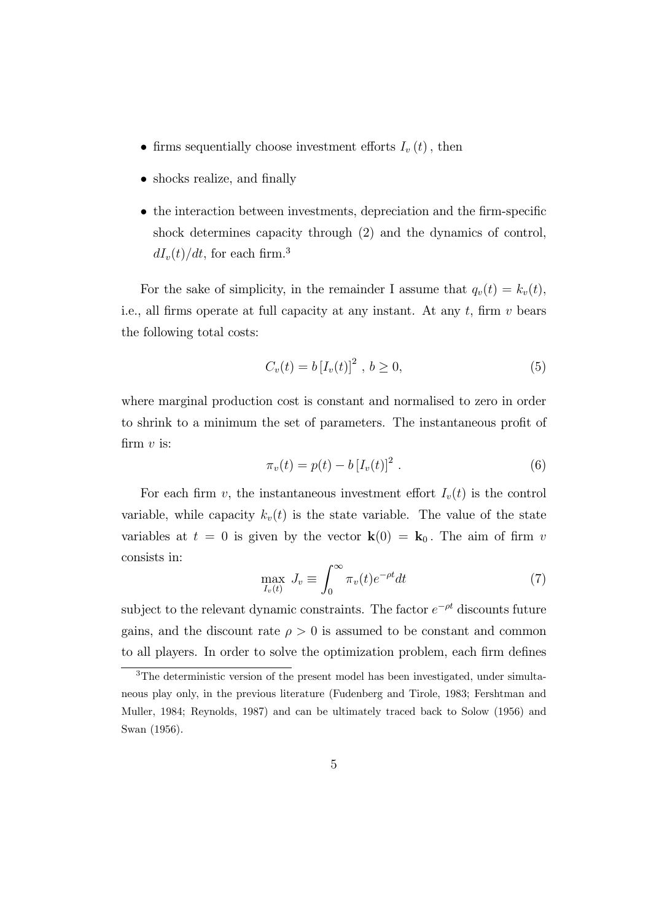- firms sequentially choose investment efforts $I_v(t)$, then
- shocks realize, and finally
- the interaction between investments, depreciation and the firm-specific shock determines capacity through (2) and the dynamics of control, $dI_v(t)/dt$, for each firm.[3]

For the sake of simplicity, in the remainder I assume that $q_v(t) = k_v(t)$, i.e., all firms operate at full capacity at any instant. At any $t$, firm $v$ bears the following total costs:

$$C_v(t) = b\left[I_v(t)\right]^2 \, , \, b \geq 0, \tag{5}$$

where marginal production cost is constant and normalised to zero in order to shrink to a minimum the set of parameters. The instantaneous profit of firm $v$ is:

$$\pi_v(t) = p(t) - b\left[I_v(t)\right]^2 \, . \tag{6}$$

For each firm $v$, the instantaneous investment effort $I_v(t)$ is the control variable, while capacity $k_v(t)$ is the state variable. The value of the state variables at $t = 0$ is given by the vector $\mathbf{k}(0) = \mathbf{k}_0$. The aim of firm $v$ consists in:

$$\max_{I_v(t)} \; J_v \equiv \int_0^{\infty} \pi_v(t) e^{-\rho t} dt \tag{7}$$

subject to the relevant dynamic constraints. The factor $e^{-\rho t}$ discounts future gains, and the discount rate $\rho > 0$ is assumed to be constant and common to all players. In order to solve the optimization problem, each firm defines

[3] The deterministic version of the present model has been investigated, under simultaneous play only, in the previous literature (Fudenberg and Tirole, 1983; Fershtman and Muller, 1984; Reynolds, 1987) and can be ultimately traced back to Solow (1956) and Swan (1956).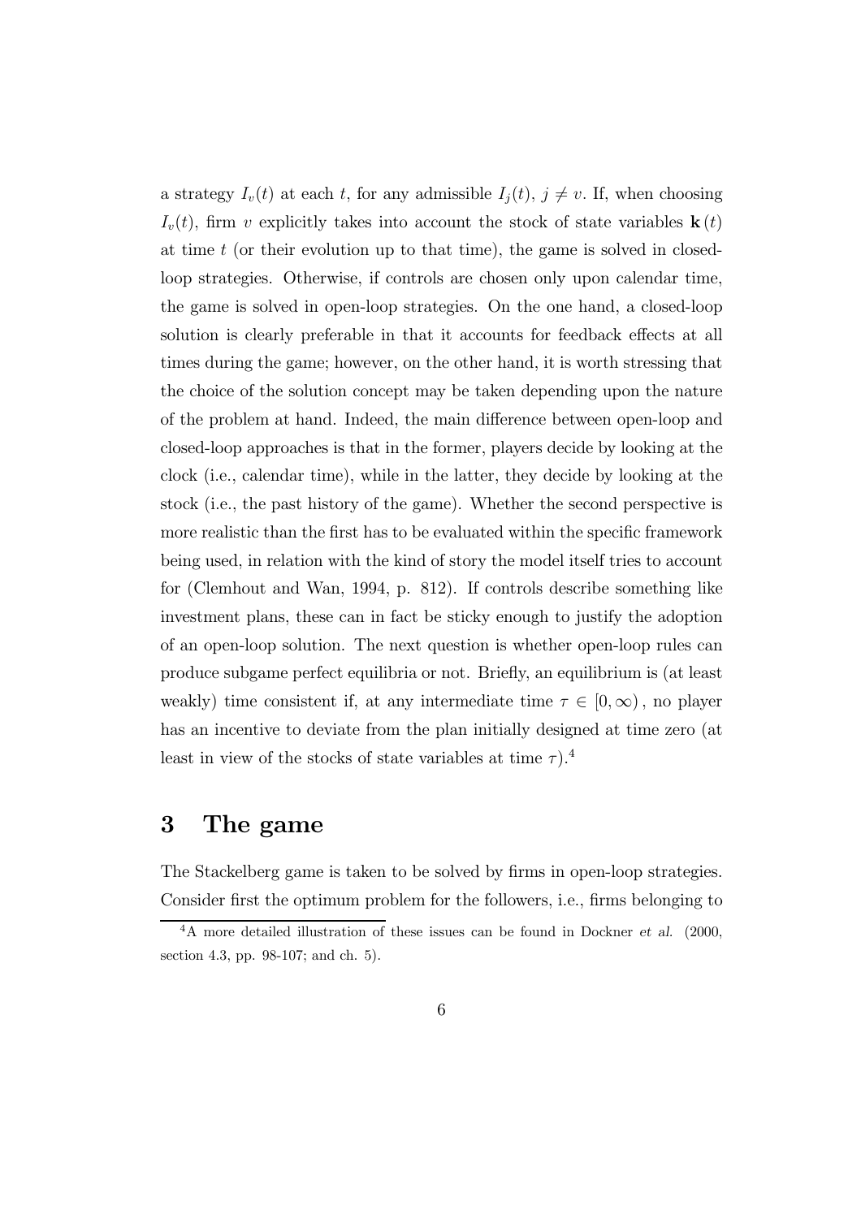a strategy $I_v(t)$ at each $t$, for any admissible $I_j(t)$, $j \neq v$. If, when choosing $I_v(t)$, firm $v$ explicitly takes into account the stock of state variables $\mathbf{k}(t)$ at time $t$ (or their evolution up to that time), the game is solved in closed-loop strategies. Otherwise, if controls are chosen only upon calendar time, the game is solved in open-loop strategies. On the one hand, a closed-loop solution is clearly preferable in that it accounts for feedback effects at all times during the game; however, on the other hand, it is worth stressing that the choice of the solution concept may be taken depending upon the nature of the problem at hand. Indeed, the main difference between open-loop and closed-loop approaches is that in the former, players decide by looking at the clock (i.e., calendar time), while in the latter, they decide by looking at the stock (i.e., the past history of the game). Whether the second perspective is more realistic than the first has to be evaluated within the specific framework being used, in relation with the kind of story the model itself tries to account for (Clemhout and Wan, 1994, p. 812). If controls describe something like investment plans, these can in fact be sticky enough to justify the adoption of an open-loop solution. The next question is whether open-loop rules can produce subgame perfect equilibria or not. Briefly, an equilibrium is (at least weakly) time consistent if, at any intermediate time $\tau \in [0, \infty)$, no player has an incentive to deviate from the plan initially designed at time zero (at least in view of the stocks of state variables at time $\tau$).[4]

# 3 The game

The Stackelberg game is taken to be solved by firms in open-loop strategies. Consider first the optimum problem for the followers, i.e., firms belonging to

[4] A more detailed illustration of these issues can be found in Dockner *et al.* (2000, section 4.3, pp. 98-107; and ch. 5).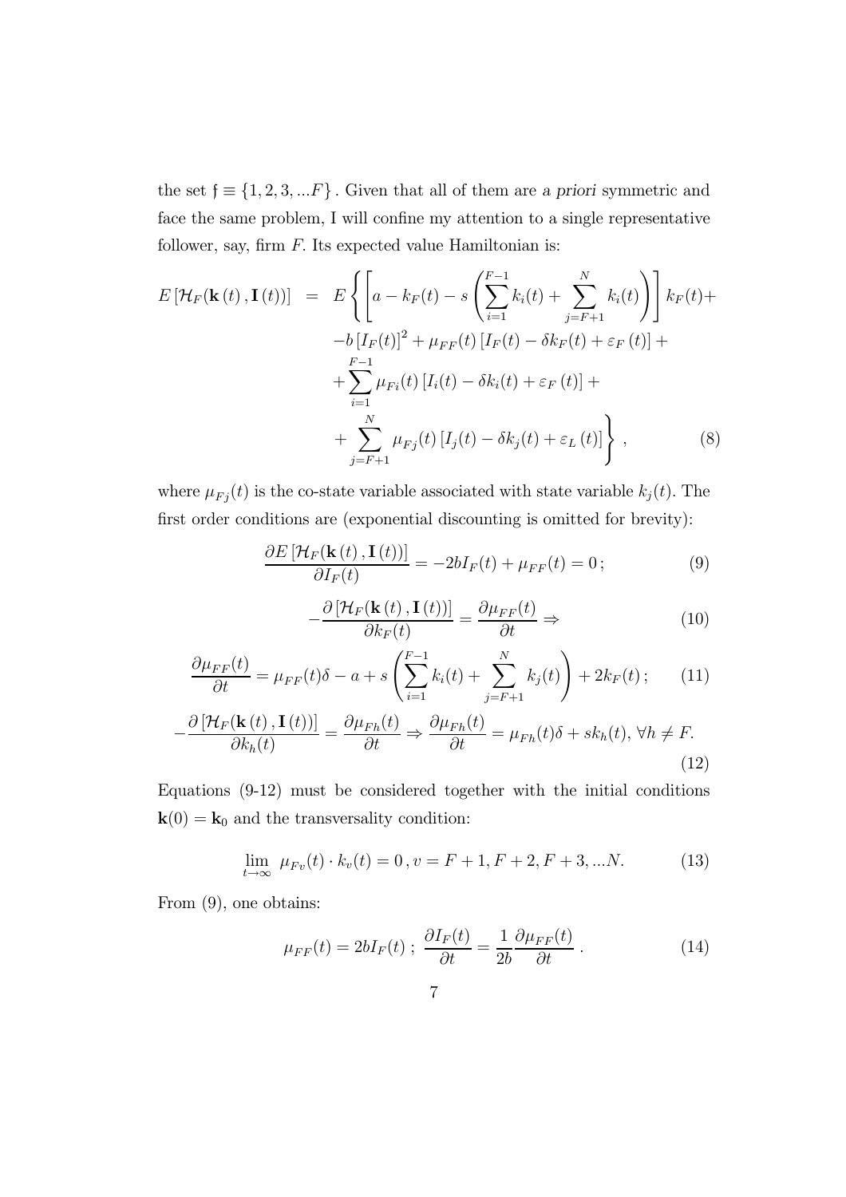the set $\mathfrak{f} \equiv \{1, 2, 3, ...F\}$. Given that all of them are *a priori* symmetric and face the same problem, I will confine my attention to a single representative follower, say, firm $F$. Its expected value Hamiltonian is:

$$
\begin{aligned}
E\left[\mathcal{H}_F(\mathbf{k}(t), \mathbf{I}(t))\right] \;=\; & E\left\{\left[a - k_F(t) - s\left(\sum_{i=1}^{F-1} k_i(t) + \sum_{j=F+1}^{N} k_i(t)\right)\right] k_F(t) + \right. \\
& -b\left[I_F(t)\right]^2 + \mu_{FF}(t)\left[I_F(t) - \delta k_F(t) + \varepsilon_F(t)\right] + \\
& + \sum_{i=1}^{F-1} \mu_{Fi}(t)\left[I_i(t) - \delta k_i(t) + \varepsilon_F(t)\right] + \\
& \left. + \sum_{j=F+1}^{N} \mu_{Fj}(t)\left[I_j(t) - \delta k_j(t) + \varepsilon_L(t)\right]\right\}, \qquad (8)
\end{aligned}
$$

where $\mu_{Fj}(t)$ is the co-state variable associated with state variable $k_j(t)$. The first order conditions are (exponential discounting is omitted for brevity):

$$
\frac{\partial E\left[\mathcal{H}_F(\mathbf{k}(t), \mathbf{I}(t))\right]}{\partial I_F(t)} = -2bI_F(t) + \mu_{FF}(t) = 0\,; \qquad (9)
$$

$$
-\frac{\partial\left[\mathcal{H}_F(\mathbf{k}(t), \mathbf{I}(t))\right]}{\partial k_F(t)} = \frac{\partial \mu_{FF}(t)}{\partial t} \Rightarrow \qquad (10)
$$

$$
\frac{\partial \mu_{FF}(t)}{\partial t} = \mu_{FF}(t)\delta - a + s\left(\sum_{i=1}^{F-1} k_i(t) + \sum_{j=F+1}^{N} k_j(t)\right) + 2k_F(t)\,; \qquad (11)
$$

$$
-\frac{\partial\left[\mathcal{H}_F(\mathbf{k}(t), \mathbf{I}(t))\right]}{\partial k_h(t)} = \frac{\partial \mu_{Fh}(t)}{\partial t} \Rightarrow \frac{\partial \mu_{Fh}(t)}{\partial t} = \mu_{Fh}(t)\delta + sk_h(t),\ \forall h \neq F. \qquad (12)
$$

Equations (9-12) must be considered together with the initial conditions $\mathbf{k}(0) = \mathbf{k}_0$ and the transversality condition:

$$
\lim_{t \to \infty} \mu_{Fv}(t) \cdot k_v(t) = 0\,, v = F+1, F+2, F+3, ...N. \qquad (13)
$$

From (9), one obtains:

$$
\mu_{FF}(t) = 2bI_F(t)\,;\ \frac{\partial I_F(t)}{\partial t} = \frac{1}{2b}\frac{\partial \mu_{FF}(t)}{\partial t}\,. \qquad (14)
$$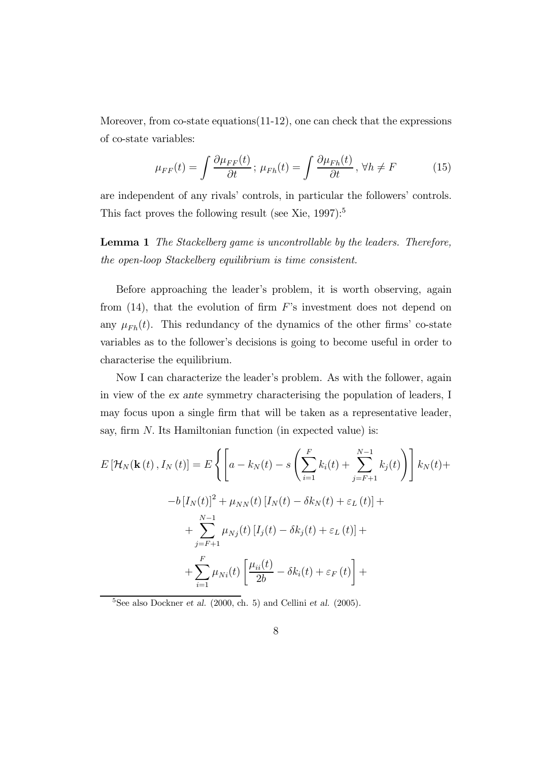Moreover, from co-state equations(11-12), one can check that the expressions of co-state variables:

$$\mu_{FF}(t) = \int \frac{\partial \mu_{FF}(t)}{\partial t}\,;\; \mu_{Fh}(t) = \int \frac{\partial \mu_{Fh}(t)}{\partial t}\,,\; \forall h \neq F \tag{15}$$

are independent of any rivals' controls, in particular the followers' controls. This fact proves the following result (see Xie, 1997):[5]

**Lemma 1** *The Stackelberg game is uncontrollable by the leaders. Therefore, the open-loop Stackelberg equilibrium is time consistent.*

Before approaching the leader's problem, it is worth observing, again from (14), that the evolution of firm $F$'s investment does not depend on any $\mu_{Fh}(t)$. This redundancy of the dynamics of the other firms' co-state variables as to the follower's decisions is going to become useful in order to characterise the equilibrium.

Now I can characterize the leader's problem. As with the follower, again in view of the *ex ante* symmetry characterising the population of leaders, I may focus upon a single firm that will be taken as a representative leader, say, firm $N$. Its Hamiltonian function (in expected value) is:

$$\begin{aligned}
E\left[\mathcal{H}_N(\mathbf{k}(t), I_N(t)\right] = E\Bigg\{ &\left[a - k_N(t) - s\left(\sum_{i=1}^{F} k_i(t) + \sum_{j=F+1}^{N-1} k_j(t)\right)\right] k_N(t) + \\
&-b\left[I_N(t)\right]^2 + \mu_{NN}(t)\left[I_N(t) - \delta k_N(t) + \varepsilon_L(t)\right] + \\
&+\sum_{j=F+1}^{N-1} \mu_{Nj}(t)\left[I_j(t) - \delta k_j(t) + \varepsilon_L(t)\right] + \\
&+\sum_{i=1}^{F} \mu_{Ni}(t)\left[\frac{\mu_{ii}(t)}{2b} - \delta k_i(t) + \varepsilon_F(t)\right] +
\end{aligned}$$

---

[5] See also Dockner *et al.* (2000, ch. 5) and Cellini *et al.* (2005).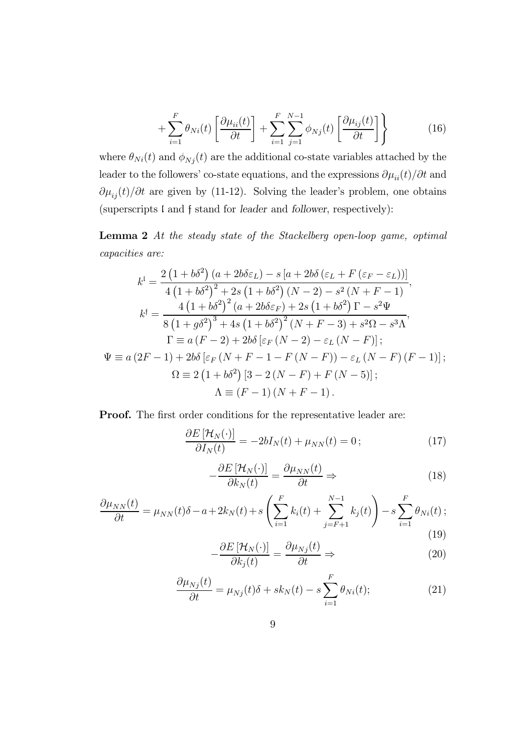$$+\sum_{i=1}^{F}\theta_{Ni}(t)\left[\frac{\partial\mu_{ii}(t)}{\partial t}\right]+\sum_{i=1}^{F}\sum_{j=1}^{N-1}\phi_{N_j}(t)\left[\frac{\partial\mu_{ij}(t)}{\partial t}\right]\Bigg\} \tag{16}$$

where $\theta_{Ni}(t)$ and $\phi_{N_j}(t)$ are the additional co-state variables attached by the leader to the followers' co-state equations, and the expressions $\partial\mu_{ii}(t)/\partial t$ and $\partial\mu_{ij}(t)/\partial t$ are given by (11-12). Solving the leader's problem, one obtains (superscripts $\mathfrak{l}$ and $\mathfrak{f}$ stand for *leader* and *follower*, respectively):

**Lemma 2** *At the steady state of the Stackelberg open-loop game, optimal capacities are:*

$$k^{\mathfrak{l}}=\frac{2\left(1+b\delta^{2}\right)\left(a+2b\delta\varepsilon_{L}\right)-s\left[a+2b\delta\left(\varepsilon_{L}+F\left(\varepsilon_{F}-\varepsilon_{L}\right)\right)\right]}{4\left(1+b\delta^{2}\right)^{2}+2s\left(1+b\delta^{2}\right)\left(N-2\right)-s^{2}\left(N+F-1\right)},$$

$$k^{\mathfrak{f}}=\frac{4\left(1+b\delta^{2}\right)^{2}\left(a+2b\delta\varepsilon_{F}\right)+2s\left(1+b\delta^{2}\right)\Gamma-s^{2}\Psi}{8\left(1+g\delta^{2}\right)^{3}+4s\left(1+b\delta^{2}\right)^{2}\left(N+F-3\right)+s^{2}\Omega-s^{3}\Lambda},$$

$$\Gamma\equiv a\left(F-2\right)+2b\delta\left[\varepsilon_{F}\left(N-2\right)-\varepsilon_{L}\left(N-F\right)\right];$$

$$\Psi\equiv a\left(2F-1\right)+2b\delta\left[\varepsilon_{F}\left(N+F-1-F\left(N-F\right)\right)-\varepsilon_{L}\left(N-F\right)\left(F-1\right)\right];$$

$$\Omega\equiv 2\left(1+b\delta^{2}\right)\left[3-2\left(N-F\right)+F\left(N-5\right)\right];$$

$$\Lambda\equiv\left(F-1\right)\left(N+F-1\right).$$

**Proof.** The first order conditions for the representative leader are:

$$\frac{\partial E\left[\mathcal{H}_{N}(\cdot)\right]}{\partial I_{N}(t)}=-2bI_{N}(t)+\mu_{NN}(t)=0\,; \tag{17}$$

$$-\frac{\partial E\left[\mathcal{H}_{N}(\cdot)\right]}{\partial k_{N}(t)}=\frac{\partial\mu_{NN}(t)}{\partial t}\Rightarrow \tag{18}$$

$$\frac{\partial\mu_{NN}(t)}{\partial t}=\mu_{NN}(t)\delta-a+2k_{N}(t)+s\left(\sum_{i=1}^{F}k_{i}(t)+\sum_{j=F+1}^{N-1}k_{j}(t)\right)-s\sum_{i=1}^{F}\theta_{Ni}(t)\,; \tag{19}$$

$$-\frac{\partial E\left[\mathcal{H}_{N}(\cdot)\right]}{\partial k_{j}(t)}=\frac{\partial\mu_{Nj}(t)}{\partial t}\Rightarrow \tag{20}$$

$$\frac{\partial\mu_{Nj}(t)}{\partial t}=\mu_{Nj}(t)\delta+sk_{N}(t)-s\sum_{i=1}^{F}\theta_{Ni}(t); \tag{21}$$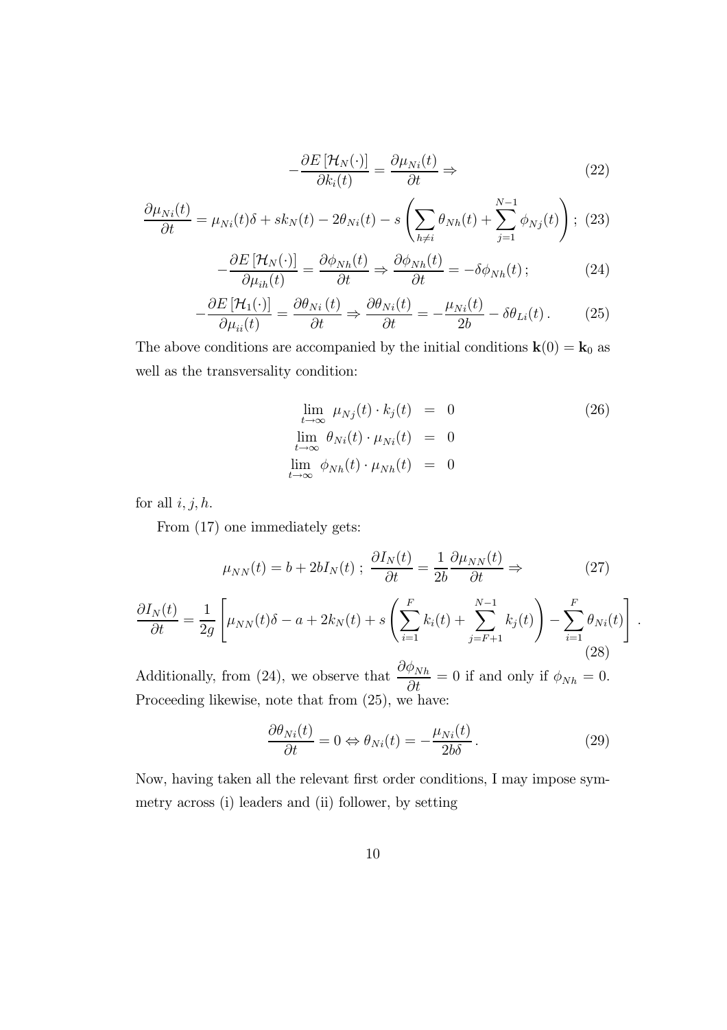$$-\frac{\partial E\left[\mathcal{H}_N(\cdot)\right]}{\partial k_i(t)} = \frac{\partial \mu_{Ni}(t)}{\partial t} \Rightarrow \tag{22}$$

$$\frac{\partial \mu_{Ni}(t)}{\partial t} = \mu_{Ni}(t)\delta + sk_N(t) - 2\theta_{Ni}(t) - s\left(\sum_{h\neq i}\theta_{Nh}(t) + \sum_{j=1}^{N-1}\phi_{Nj}(t)\right);\tag{23}$$

$$-\frac{\partial E\left[\mathcal{H}_N(\cdot)\right]}{\partial \mu_{ih}(t)} = \frac{\partial \phi_{Nh}(t)}{\partial t} \Rightarrow \frac{\partial \phi_{Nh}(t)}{\partial t} = -\delta\phi_{Nh}(t)\,;\tag{24}$$

$$-\frac{\partial E\left[\mathcal{H}_1(\cdot)\right]}{\partial \mu_{ii}(t)} = \frac{\partial \theta_{Ni}(t)}{\partial t} \Rightarrow \frac{\partial \theta_{Ni}(t)}{\partial t} = -\frac{\mu_{Ni}(t)}{2b} - \delta\theta_{Li}(t)\,.\tag{25}$$

The above conditions are accompanied by the initial conditions $\mathbf{k}(0) = \mathbf{k}_0$ as well as the transversality condition:

$$\begin{aligned}
\lim_{t\to\infty}\ \mu_{Nj}(t)\cdot k_j(t) &= 0 \\
\lim_{t\to\infty}\ \theta_{Ni}(t)\cdot \mu_{Ni}(t) &= 0 \\
\lim_{t\to\infty}\ \phi_{Nh}(t)\cdot \mu_{Nh}(t) &= 0
\end{aligned}\tag{26}$$

for all $i, j, h$.

From (17) one immediately gets:

$$\mu_{NN}(t) = b + 2bI_N(t)\,;\ \frac{\partial I_N(t)}{\partial t} = \frac{1}{2b}\frac{\partial \mu_{NN}(t)}{\partial t} \Rightarrow \tag{27}$$

$$\frac{\partial I_N(t)}{\partial t} = \frac{1}{2g}\left[\mu_{NN}(t)\delta - a + 2k_N(t) + s\left(\sum_{i=1}^{F}k_i(t) + \sum_{j=F+1}^{N-1}k_j(t)\right) - \sum_{i=1}^{F}\theta_{Ni}(t)\right].\tag{28}$$

Additionally, from (24), we observe that $\dfrac{\partial \phi_{Nh}}{\partial t} = 0$ if and only if $\phi_{Nh} = 0$. Proceeding likewise, note that from (25), we have:

$$\frac{\partial \theta_{Ni}(t)}{\partial t} = 0 \Leftrightarrow \theta_{Ni}(t) = -\frac{\mu_{Ni}(t)}{2b\delta}\,.\tag{29}$$

Now, having taken all the relevant first order conditions, I may impose symmetry across (i) leaders and (ii) follower, by setting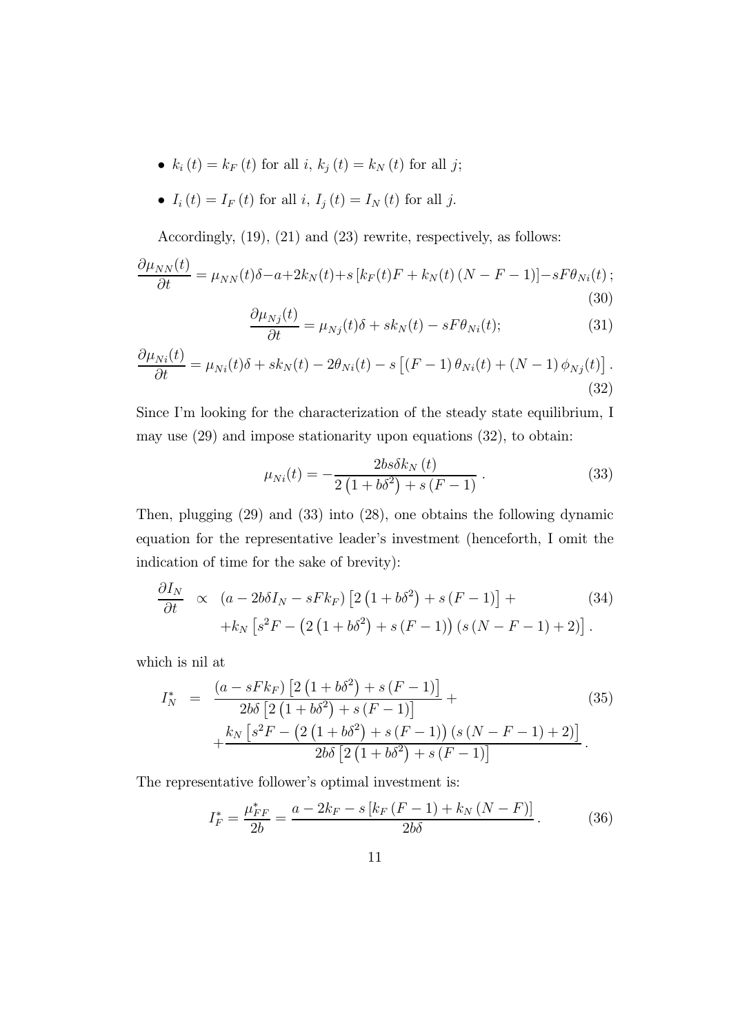- $k_i(t) = k_F(t)$ for all $i$, $k_j(t) = k_N(t)$ for all $j$;
- $I_i(t) = I_F(t)$ for all $i$, $I_j(t) = I_N(t)$ for all $j$.

Accordingly, (19), (21) and (23) rewrite, respectively, as follows:

$$\frac{\partial \mu_{NN}(t)}{\partial t} = \mu_{NN}(t)\delta - a + 2k_N(t) + s\left[k_F(t)F + k_N(t)(N-F-1)\right] - sF\theta_{Ni}(t)\,; \tag{30}$$

$$\frac{\partial \mu_{Nj}(t)}{\partial t} = \mu_{Nj}(t)\delta + sk_N(t) - sF\theta_{Ni}(t); \tag{31}$$

$$\frac{\partial \mu_{Ni}(t)}{\partial t} = \mu_{Ni}(t)\delta + sk_N(t) - 2\theta_{Ni}(t) - s\left[(F-1)\,\theta_{Ni}(t) + (N-1)\,\phi_{Nj}(t)\right]. \tag{32}$$

Since I'm looking for the characterization of the steady state equilibrium, I may use (29) and impose stationarity upon equations (32), to obtain:

$$\mu_{Ni}(t) = -\frac{2bs\delta k_N(t)}{2\left(1+b\delta^2\right) + s(F-1)}\,. \tag{33}$$

Then, plugging (29) and (33) into (28), one obtains the following dynamic equation for the representative leader's investment (henceforth, I omit the indication of time for the sake of brevity):

$$\begin{aligned}\frac{\partial I_N}{\partial t} \;\propto\;& \left(a - 2b\delta I_N - sFk_F\right)\left[2\left(1+b\delta^2\right) + s(F-1)\right] + \\ &+ k_N\left[s^2F - \left(2\left(1+b\delta^2\right) + s(F-1)\right)\left(s(N-F-1)+2\right)\right].\end{aligned} \tag{34}$$

which is nil at

$$\begin{aligned}I_N^* \;=\;& \frac{\left(a - sFk_F\right)\left[2\left(1+b\delta^2\right) + s(F-1)\right]}{2b\delta\left[2\left(1+b\delta^2\right) + s(F-1)\right]} + \\ &+ \frac{k_N\left[s^2F - \left(2\left(1+b\delta^2\right) + s(F-1)\right)\left(s(N-F-1)+2\right)\right]}{2b\delta\left[2\left(1+b\delta^2\right) + s(F-1)\right]}\,.\end{aligned} \tag{35}$$

The representative follower's optimal investment is:

$$I_F^* = \frac{\mu_{FF}^*}{2b} = \frac{a - 2k_F - s\left[k_F(F-1) + k_N(N-F)\right]}{2b\delta}\,. \tag{36}$$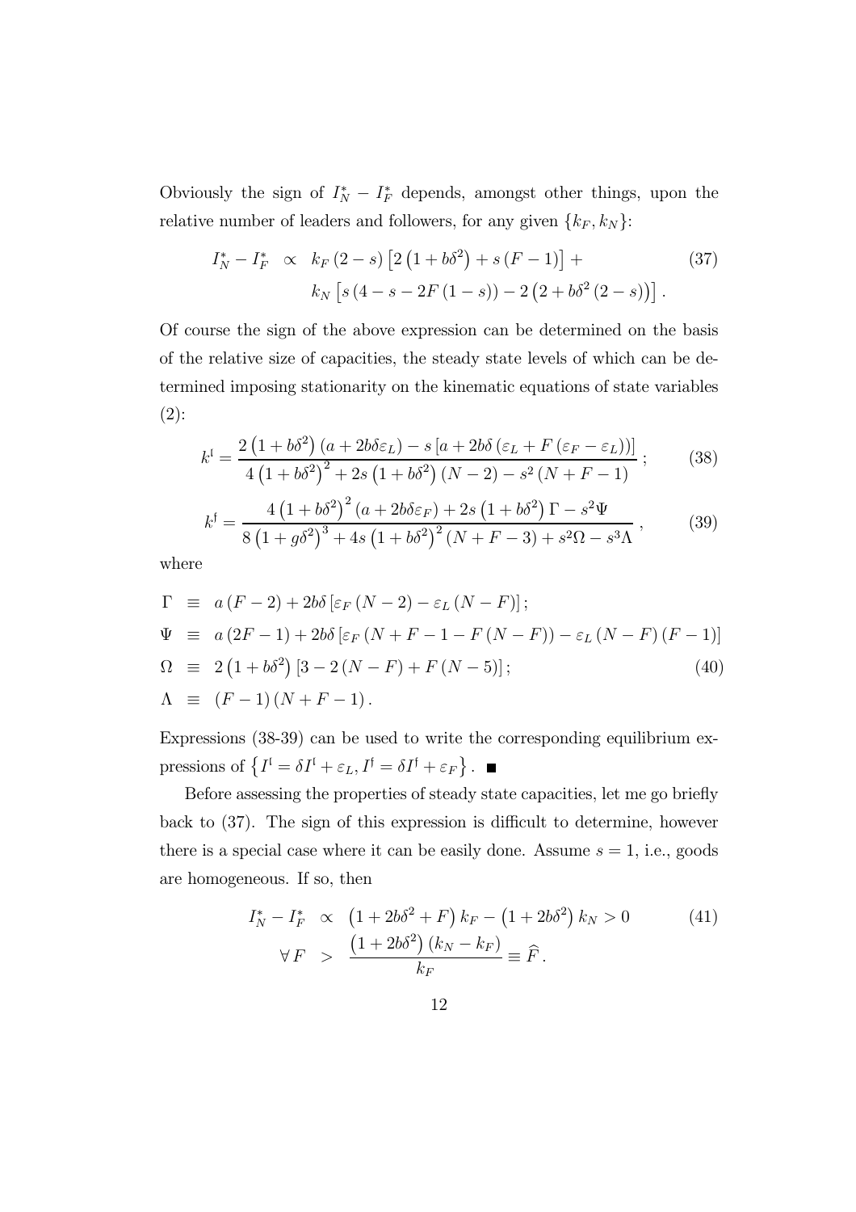Obviously the sign of $I_N^* - I_F^*$ depends, amongst other things, upon the relative number of leaders and followers, for any given $\{k_F, k_N\}$:

$$
\begin{aligned}
I_N^* - I_F^* \quad \propto \quad & k_F\left(2-s\right)\left[2\left(1+b\delta^2\right)+s\left(F-1\right)\right]+ \\
& k_N\left[s\left(4-s-2F\left(1-s\right)\right)-2\left(2+b\delta^2\left(2-s\right)\right)\right].
\end{aligned} \tag{37}
$$

Of course the sign of the above expression can be determined on the basis of the relative size of capacities, the steady state levels of which can be determined imposing stationarity on the kinematic equations of state variables (2):

$$
k^{\mathfrak{l}} = \frac{2\left(1+b\delta^2\right)\left(a+2b\delta\varepsilon_L\right)-s\left[a+2b\delta\left(\varepsilon_L+F\left(\varepsilon_F-\varepsilon_L\right)\right)\right]}{4\left(1+b\delta^2\right)^2+2s\left(1+b\delta^2\right)\left(N-2\right)-s^2\left(N+F-1\right)}\,; \tag{38}
$$

$$
k^{\mathfrak{f}} = \frac{4\left(1+b\delta^2\right)^2\left(a+2b\delta\varepsilon_F\right)+2s\left(1+b\delta^2\right)\Gamma-s^2\Psi}{8\left(1+g\delta^2\right)^3+4s\left(1+b\delta^2\right)^2\left(N+F-3\right)+s^2\Omega-s^3\Lambda}\,, \tag{39}
$$

where

$$
\begin{aligned}
\Gamma \;&\equiv\; a\left(F-2\right)+2b\delta\left[\varepsilon_F\left(N-2\right)-\varepsilon_L\left(N-F\right)\right]; \\
\Psi \;&\equiv\; a\left(2F-1\right)+2b\delta\left[\varepsilon_F\left(N+F-1-F\left(N-F\right)\right)-\varepsilon_L\left(N-F\right)\left(F-1\right)\right] \\
\Omega \;&\equiv\; 2\left(1+b\delta^2\right)\left[3-2\left(N-F\right)+F\left(N-5\right)\right]; \\
\Lambda \;&\equiv\; \left(F-1\right)\left(N+F-1\right).
\end{aligned} \tag{40}
$$

Expressions (38-39) can be used to write the corresponding equilibrium expressions of $\left\{I^{\mathfrak{l}} = \delta I^{\mathfrak{l}} + \varepsilon_L, I^{\mathfrak{f}} = \delta I^{\mathfrak{f}} + \varepsilon_F\right\}$. ■

Before assessing the properties of steady state capacities, let me go briefly back to (37). The sign of this expression is difficult to determine, however there is a special case where it can be easily done. Assume $s = 1$, i.e., goods are homogeneous. If so, then

$$
\begin{aligned}
I_N^* - I_F^* \quad &\propto \quad \left(1+2b\delta^2+F\right)k_F-\left(1+2b\delta^2\right)k_N > 0 \\
\forall\, F \quad &> \quad \frac{\left(1+2b\delta^2\right)\left(k_N-k_F\right)}{k_F} \equiv \widehat{F}\,.
\end{aligned} \tag{41}
$$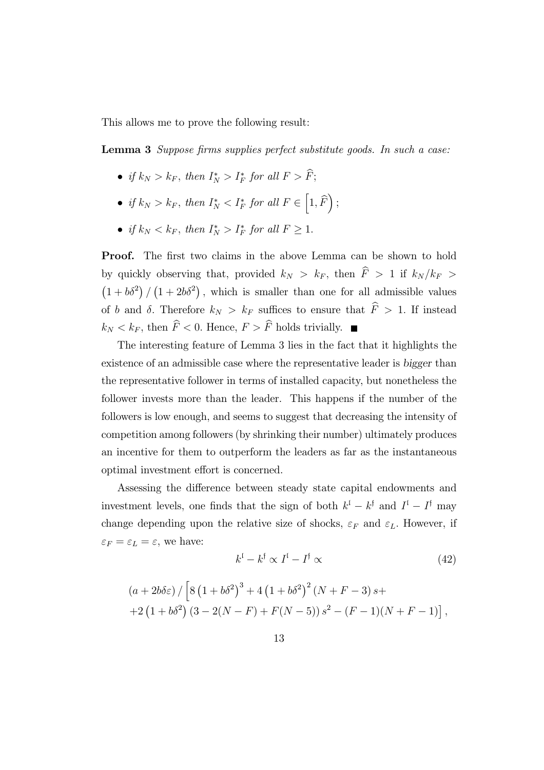This allows me to prove the following result:

**Lemma 3** *Suppose firms supplies perfect substitute goods. In such a case:*

- *if* $k_N > k_F$*, then* $I_N^* > I_F^*$ *for all* $F > \widehat{F}$*;*
- *if* $k_N > k_F$*, then* $I_N^* < I_F^*$ *for all* $F \in \left[1, \widehat{F}\right)$*;*
- *if* $k_N < k_F$*, then* $I_N^* > I_F^*$ *for all* $F \geq 1$*.*

**Proof.** The first two claims in the above Lemma can be shown to hold by quickly observing that, provided $k_N > k_F$, then $\widehat{F} > 1$ if $k_N/k_F > \left(1 + b\delta^2\right) / \left(1 + 2b\delta^2\right)$, which is smaller than one for all admissible values of $b$ and $\delta$. Therefore $k_N > k_F$ suffices to ensure that $\widehat{F} > 1$. If instead $k_N < k_F$, then $\widehat{F} < 0$. Hence, $F > \widehat{F}$ holds trivially. ∎

The interesting feature of Lemma 3 lies in the fact that it highlights the existence of an admissible case where the representative leader is *bigger* than the representative follower in terms of installed capacity, but nonetheless the follower invests more than the leader. This happens if the number of the followers is low enough, and seems to suggest that decreasing the intensity of competition among followers (by shrinking their number) ultimately produces an incentive for them to outperform the leaders as far as the instantaneous optimal investment effort is concerned.

Assessing the difference between steady state capital endowments and investment levels, one finds that the sign of both $k^{\mathfrak{l}} - k^{\mathfrak{f}}$ and $I^{\mathfrak{l}} - I^{\mathfrak{f}}$ may change depending upon the relative size of shocks, $\varepsilon_F$ and $\varepsilon_L$. However, if $\varepsilon_F = \varepsilon_L = \varepsilon$, we have:

$$k^{\mathfrak{l}} - k^{\mathfrak{f}} \propto I^{\mathfrak{l}} - I^{\mathfrak{f}} \propto \tag{42}$$

$$\begin{aligned}&\left(a + 2b\delta\varepsilon\right) / \left[8\left(1 + b\delta^2\right)^3 + 4\left(1 + b\delta^2\right)^2 (N + F - 3)\, s + \right.\\ &\left. + 2\left(1 + b\delta^2\right)(3 - 2(N - F) + F(N - 5))\, s^2 - (F - 1)(N + F - 1)\right],\end{aligned}$$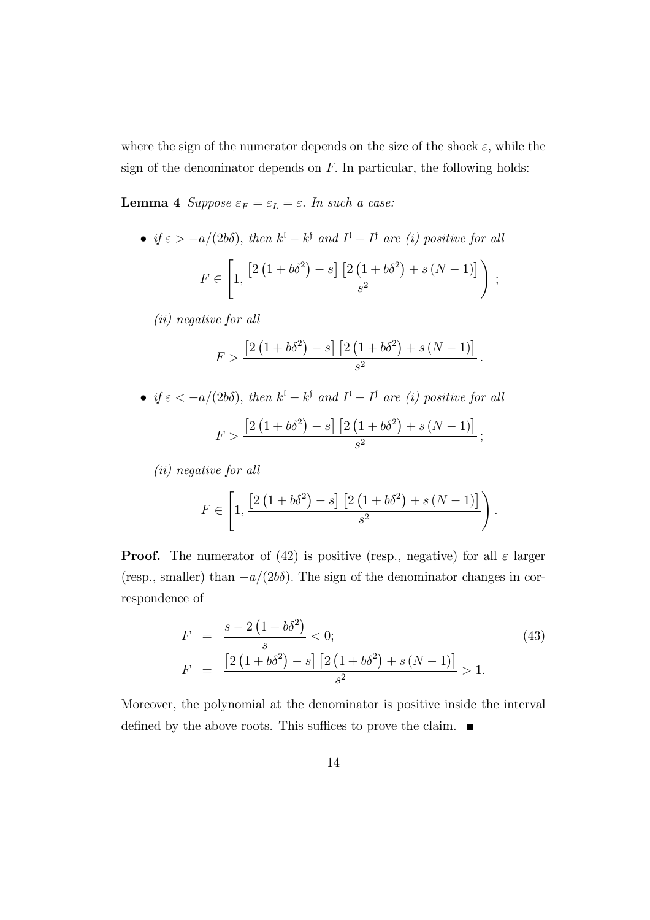where the sign of the numerator depends on the size of the shock $\varepsilon$, while the sign of the denominator depends on $F$. In particular, the following holds:

**Lemma 4** *Suppose $\varepsilon_F = \varepsilon_L = \varepsilon$. In such a case:*

- *if $\varepsilon > -a/(2b\delta)$, then $k^{\mathfrak{l}} - k^{\mathfrak{f}}$ and $I^{\mathfrak{l}} - I^{\mathfrak{f}}$ are (i) positive for all*

$$F \in \left[1, \frac{\left[2\left(1+b\delta^2\right) - s\right]\left[2\left(1+b\delta^2\right) + s\left(N-1\right)\right]}{s^2}\right) ;$$

  *(ii) negative for all*

$$F > \frac{\left[2\left(1+b\delta^2\right) - s\right]\left[2\left(1+b\delta^2\right) + s\left(N-1\right)\right]}{s^2}.$$

- *if $\varepsilon < -a/(2b\delta)$, then $k^{\mathfrak{l}} - k^{\mathfrak{f}}$ and $I^{\mathfrak{l}} - I^{\mathfrak{f}}$ are (i) positive for all*

$$F > \frac{\left[2\left(1+b\delta^2\right) - s\right]\left[2\left(1+b\delta^2\right) + s\left(N-1\right)\right]}{s^2};$$

  *(ii) negative for all*

$$F \in \left[1, \frac{\left[2\left(1+b\delta^2\right) - s\right]\left[2\left(1+b\delta^2\right) + s\left(N-1\right)\right]}{s^2}\right).$$

**Proof.** The numerator of (42) is positive (resp., negative) for all $\varepsilon$ larger (resp., smaller) than $-a/(2b\delta)$. The sign of the denominator changes in correspondence of

$$\begin{aligned} F &= \frac{s - 2\left(1+b\delta^2\right)}{s} < 0; \\ F &= \frac{\left[2\left(1+b\delta^2\right) - s\right]\left[2\left(1+b\delta^2\right) + s\left(N-1\right)\right]}{s^2} > 1. \end{aligned} \tag{43}$$

Moreover, the polynomial at the denominator is positive inside the interval defined by the above roots. This suffices to prove the claim. ■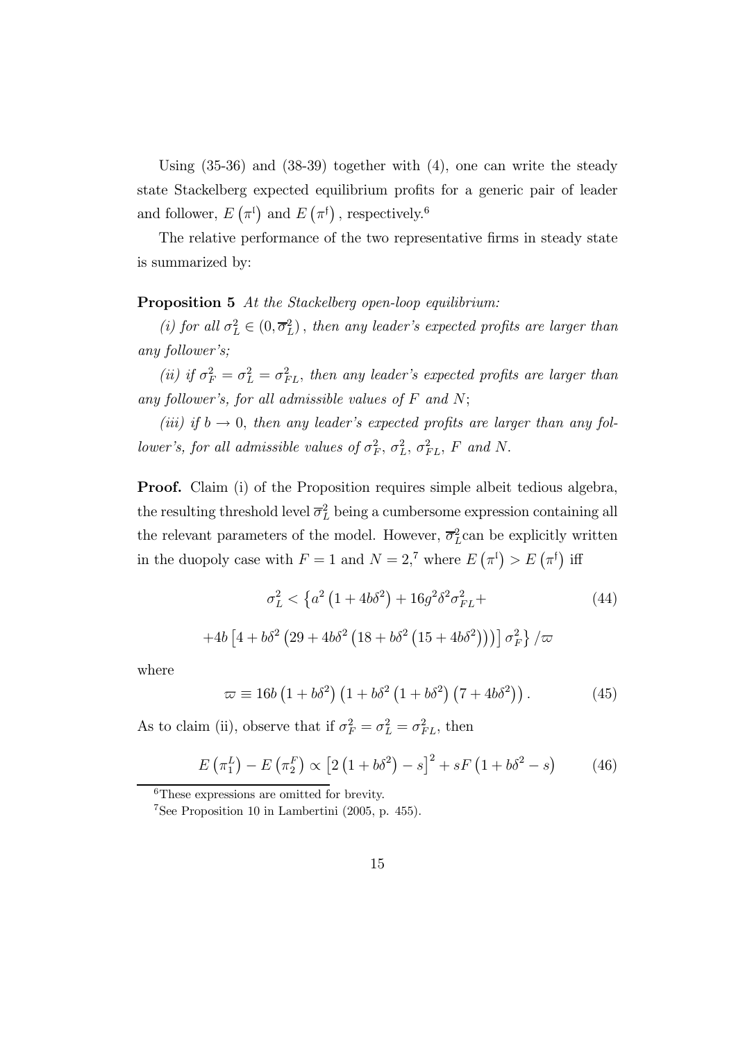Using (35-36) and (38-39) together with (4), one can write the steady state Stackelberg expected equilibrium profits for a generic pair of leader and follower, $E\left(\pi^{\mathfrak{l}}\right)$ and $E\left(\pi^{\mathfrak{f}}\right)$, respectively.[6]

The relative performance of the two representative firms in steady state is summarized by:

**Proposition 5** *At the Stackelberg open-loop equilibrium:*

*(i) for all $\sigma_L^2 \in (0, \overline{\sigma}_L^2)$, then any leader's expected profits are larger than any follower's;*

*(ii) if $\sigma_F^2 = \sigma_L^2 = \sigma_{FL}^2$, then any leader's expected profits are larger than any follower's, for all admissible values of $F$ and $N$;*

*(iii) if $b \to 0$, then any leader's expected profits are larger than any follower's, for all admissible values of $\sigma_F^2$, $\sigma_L^2$, $\sigma_{FL}^2$, $F$ and $N$.*

**Proof.** Claim (i) of the Proposition requires simple albeit tedious algebra, the resulting threshold level $\overline{\sigma}_L^2$ being a cumbersome expression containing all the relevant parameters of the model. However, $\overline{\sigma}_L^2$ can be explicitly written in the duopoly case with $F = 1$ and $N = 2$,[7] where $E\left(\pi^{\mathfrak{l}}\right) > E\left(\pi^{\mathfrak{f}}\right)$ iff

$$\sigma_L^2 < \left\{a^2\left(1 + 4b\delta^2\right) + 16g^2\delta^2\sigma_{FL}^2 + \right. \tag{44}$$

$$\left. +4b\left[4 + b\delta^2\left(29 + 4b\delta^2\left(18 + b\delta^2\left(15 + 4b\delta^2\right)\right)\right)\right]\sigma_F^2\right\}/\varpi$$

where

$$\varpi \equiv 16b\left(1 + b\delta^2\right)\left(1 + b\delta^2\left(1 + b\delta^2\right)\left(7 + 4b\delta^2\right)\right). \tag{45}$$

As to claim (ii), observe that if $\sigma_F^2 = \sigma_L^2 = \sigma_{FL}^2$, then

$$E\left(\pi_1^L\right) - E\left(\pi_2^F\right) \propto \left[2\left(1 + b\delta^2\right) - s\right]^2 + sF\left(1 + b\delta^2 - s\right) \tag{46}$$

---

[6] These expressions are omitted for brevity.

[7] See Proposition 10 in Lambertini (2005, p. 455).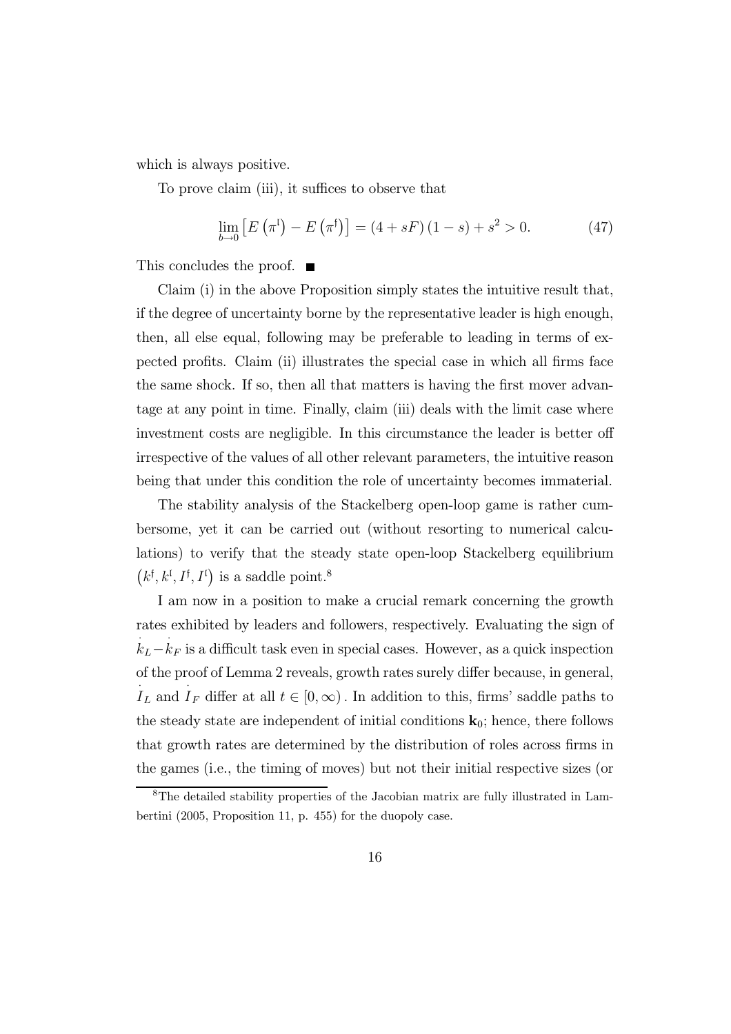which is always positive.

To prove claim (iii), it suffices to observe that

$$\lim_{b \to 0} \left[ E\left(\pi^{\mathfrak{l}}\right) - E\left(\pi^{\mathfrak{f}}\right) \right] = (4 + sF)(1 - s) + s^2 > 0. \tag{47}$$

This concludes the proof. ■

Claim (i) in the above Proposition simply states the intuitive result that, if the degree of uncertainty borne by the representative leader is high enough, then, all else equal, following may be preferable to leading in terms of expected profits. Claim (ii) illustrates the special case in which all firms face the same shock. If so, then all that matters is having the first mover advantage at any point in time. Finally, claim (iii) deals with the limit case where investment costs are negligible. In this circumstance the leader is better off irrespective of the values of all other relevant parameters, the intuitive reason being that under this condition the role of uncertainty becomes immaterial.

The stability analysis of the Stackelberg open-loop game is rather cumbersome, yet it can be carried out (without resorting to numerical calculations) to verify that the steady state open-loop Stackelberg equilibrium $\left(k^{\mathfrak{f}}, k^{\mathfrak{l}}, I^{\mathfrak{f}}, I^{\mathfrak{l}}\right)$ is a saddle point.[8]

I am now in a position to make a crucial remark concerning the growth rates exhibited by leaders and followers, respectively. Evaluating the sign of $\dot{k}_L - \dot{k}_F$ is a difficult task even in special cases. However, as a quick inspection of the proof of Lemma 2 reveals, growth rates surely differ because, in general, $\dot{I}_L$ and $\dot{I}_F$ differ at all $t \in [0, \infty)$. In addition to this, firms' saddle paths to the steady state are independent of initial conditions $\mathbf{k}_0$; hence, there follows that growth rates are determined by the distribution of roles across firms in the games (i.e., the timing of moves) but not their initial respective sizes (or

[8] The detailed stability properties of the Jacobian matrix are fully illustrated in Lambertini (2005, Proposition 11, p. 455) for the duopoly case.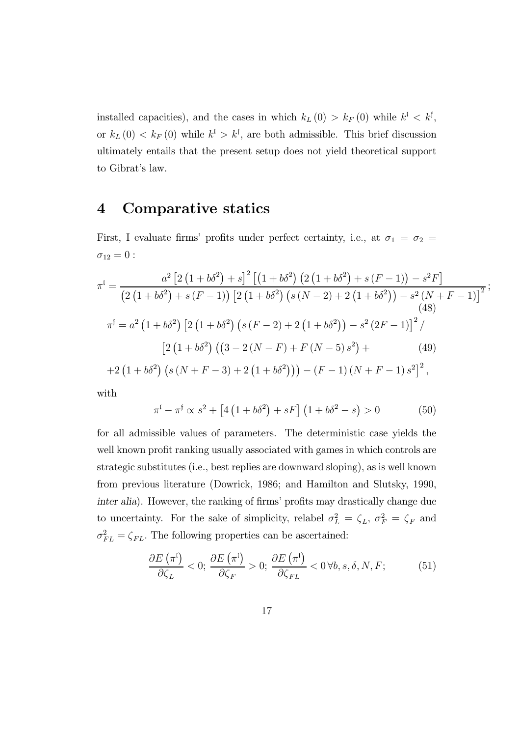installed capacities), and the cases in which $k_L(0) > k_F(0)$ while $k^{\mathfrak{l}} < k^{\mathfrak{f}}$, or $k_L(0) < k_F(0)$ while $k^{\mathfrak{l}} > k^{\mathfrak{f}}$, are both admissible. This brief discussion ultimately entails that the present setup does not yield theoretical support to Gibrat's law.

## 4 Comparative statics

First, I evaluate firms' profits under perfect certainty, i.e., at $\sigma_1 = \sigma_2 = \sigma_{12} = 0$ :

$$\pi^{\mathfrak{l}} = \frac{a^2 \left[2\left(1+b\delta^2\right)+s\right]^2 \left[\left(1+b\delta^2\right)\left(2\left(1+b\delta^2\right)+s\left(F-1\right)\right)-s^2 F\right]}{\left(2\left(1+b\delta^2\right)+s\left(F-1\right)\right)\left[2\left(1+b\delta^2\right)\left(s\left(N-2\right)+2\left(1+b\delta^2\right)\right)-s^2\left(N+F-1\right)\right]^2}; \tag{48}$$

$$\begin{aligned}
\pi^{\mathfrak{f}} = {} & a^2\left(1+b\delta^2\right)\left[2\left(1+b\delta^2\right)\left(s\left(F-2\right)+2\left(1+b\delta^2\right)\right)-s^2\left(2F-1\right)\right]^2 / \\
& \left[2\left(1+b\delta^2\right)\left(\left(3-2\left(N-F\right)+F\left(N-5\right)s^2\right)+\right.\right. \\
& \left.\left.+2\left(1+b\delta^2\right)\left(s\left(N+F-3\right)+2\left(1+b\delta^2\right)\right)\right)-\left(F-1\right)\left(N+F-1\right)s^2\right]^2,
\end{aligned} \tag{49}$$

with

$$\pi^{\mathfrak{l}} - \pi^{\mathfrak{f}} \propto s^2 + \left[4\left(1+b\delta^2\right)+sF\right]\left(1+b\delta^2-s\right) > 0 \tag{50}$$

for all admissible values of parameters. The deterministic case yields the well known profit ranking usually associated with games in which controls are strategic substitutes (i.e., best replies are downward sloping), as is well known from previous literature (Dowrick, 1986; and Hamilton and Slutsky, 1990, *inter alia*). However, the ranking of firms' profits may drastically change due to uncertainty. For the sake of simplicity, relabel $\sigma_L^2 = \zeta_L$, $\sigma_F^2 = \zeta_F$ and $\sigma_{FL}^2 = \zeta_{FL}$. The following properties can be ascertained:

$$\frac{\partial E\left(\pi^{\mathfrak{l}}\right)}{\partial \zeta_L} < 0;\ \frac{\partial E\left(\pi^{\mathfrak{l}}\right)}{\partial \zeta_F} > 0;\ \frac{\partial E\left(\pi^{\mathfrak{l}}\right)}{\partial \zeta_{FL}} < 0\ \forall b, s, \delta, N, F; \tag{51}$$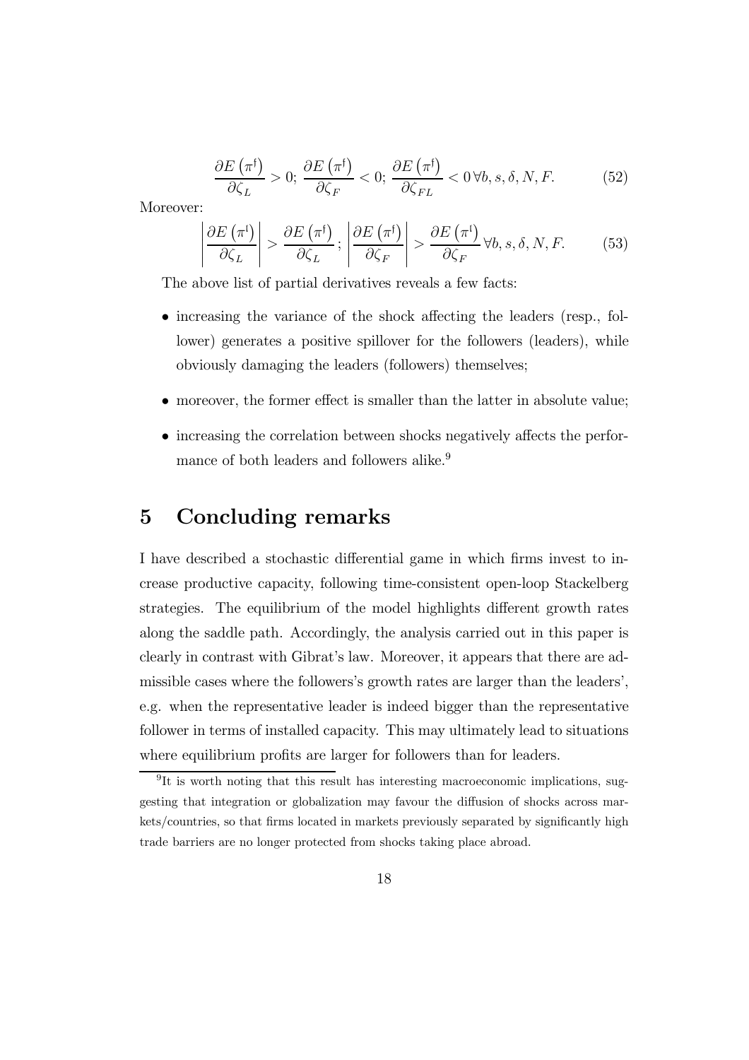$$\frac{\partial E\left(\pi^{\mathfrak{f}}\right)}{\partial \zeta_L} > 0;\ \frac{\partial E\left(\pi^{\mathfrak{f}}\right)}{\partial \zeta_F} < 0;\ \frac{\partial E\left(\pi^{\mathfrak{f}}\right)}{\partial \zeta_{FL}} < 0\ \forall b, s, \delta, N, F. \tag{52}$$

Moreover:

$$\left|\frac{\partial E\left(\pi^{\mathfrak{l}}\right)}{\partial \zeta_L}\right| > \frac{\partial E\left(\pi^{\mathfrak{f}}\right)}{\partial \zeta_L};\ \left|\frac{\partial E\left(\pi^{\mathfrak{f}}\right)}{\partial \zeta_F}\right| > \frac{\partial E\left(\pi^{\mathfrak{l}}\right)}{\partial \zeta_F}\ \forall b, s, \delta, N, F. \tag{53}$$

The above list of partial derivatives reveals a few facts:

- increasing the variance of the shock affecting the leaders (resp., follower) generates a positive spillover for the followers (leaders), while obviously damaging the leaders (followers) themselves;
- moreover, the former effect is smaller than the latter in absolute value;
- increasing the correlation between shocks negatively affects the performance of both leaders and followers alike.[9]

# 5 Concluding remarks

I have described a stochastic differential game in which firms invest to increase productive capacity, following time-consistent open-loop Stackelberg strategies. The equilibrium of the model highlights different growth rates along the saddle path. Accordingly, the analysis carried out in this paper is clearly in contrast with Gibrat's law. Moreover, it appears that there are admissible cases where the followers's growth rates are larger than the leaders', e.g. when the representative leader is indeed bigger than the representative follower in terms of installed capacity. This may ultimately lead to situations where equilibrium profits are larger for followers than for leaders.

[9] It is worth noting that this result has interesting macroeconomic implications, suggesting that integration or globalization may favour the diffusion of shocks across markets/countries, so that firms located in markets previously separated by significantly high trade barriers are no longer protected from shocks taking place abroad.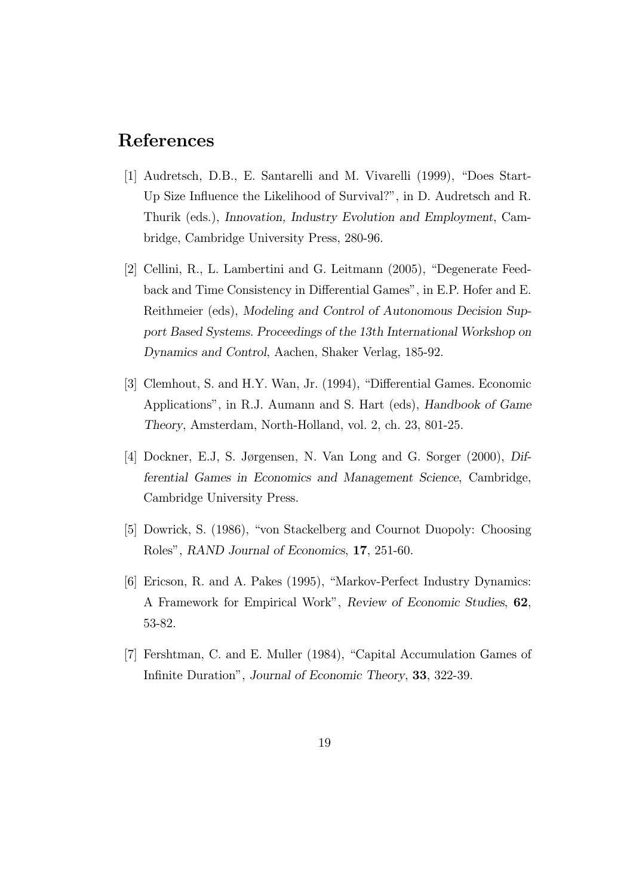# References

[1] Audretsch, D.B., E. Santarelli and M. Vivarelli (1999), "Does Start-Up Size Influence the Likelihood of Survival?", in D. Audretsch and R. Thurik (eds.), *Innovation, Industry Evolution and Employment*, Cambridge, Cambridge University Press, 280-96.

[2] Cellini, R., L. Lambertini and G. Leitmann (2005), "Degenerate Feedback and Time Consistency in Differential Games", in E.P. Hofer and E. Reithmeier (eds), *Modeling and Control of Autonomous Decision Support Based Systems. Proceedings of the 13th International Workshop on Dynamics and Control*, Aachen, Shaker Verlag, 185-92.

[3] Clemhout, S. and H.Y. Wan, Jr. (1994), "Differential Games. Economic Applications", in R.J. Aumann and S. Hart (eds), *Handbook of Game Theory*, Amsterdam, North-Holland, vol. 2, ch. 23, 801-25.

[4] Dockner, E.J, S. Jørgensen, N. Van Long and G. Sorger (2000), *Differential Games in Economics and Management Science*, Cambridge, Cambridge University Press.

[5] Dowrick, S. (1986), "von Stackelberg and Cournot Duopoly: Choosing Roles", *RAND Journal of Economics*, **17**, 251-60.

[6] Ericson, R. and A. Pakes (1995), "Markov-Perfect Industry Dynamics: A Framework for Empirical Work", *Review of Economic Studies*, **62**, 53-82.

[7] Fershtman, C. and E. Muller (1984), "Capital Accumulation Games of Infinite Duration", *Journal of Economic Theory*, **33**, 322-39.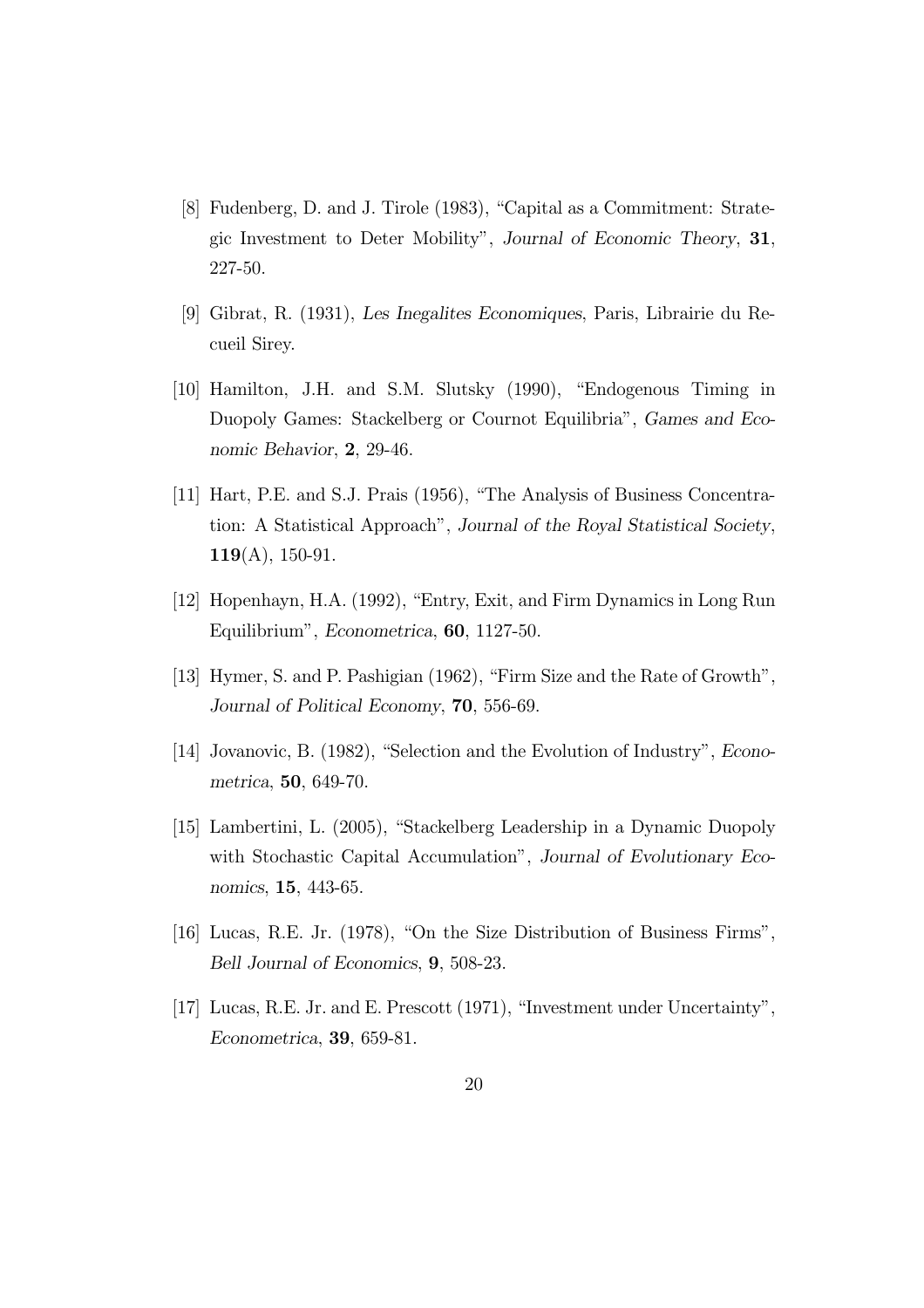[8] Fudenberg, D. and J. Tirole (1983), "Capital as a Commitment: Strategic Investment to Deter Mobility", *Journal of Economic Theory*, **31**, 227-50.

[9] Gibrat, R. (1931), *Les Inegalites Economiques*, Paris, Librairie du Recueil Sirey.

[10] Hamilton, J.H. and S.M. Slutsky (1990), "Endogenous Timing in Duopoly Games: Stackelberg or Cournot Equilibria", *Games and Economic Behavior*, **2**, 29-46.

[11] Hart, P.E. and S.J. Prais (1956), "The Analysis of Business Concentration: A Statistical Approach", *Journal of the Royal Statistical Society*, **119**(A), 150-91.

[12] Hopenhayn, H.A. (1992), "Entry, Exit, and Firm Dynamics in Long Run Equilibrium", *Econometrica*, **60**, 1127-50.

[13] Hymer, S. and P. Pashigian (1962), "Firm Size and the Rate of Growth", *Journal of Political Economy*, **70**, 556-69.

[14] Jovanovic, B. (1982), "Selection and the Evolution of Industry", *Econometrica*, **50**, 649-70.

[15] Lambertini, L. (2005), "Stackelberg Leadership in a Dynamic Duopoly with Stochastic Capital Accumulation", *Journal of Evolutionary Economics*, **15**, 443-65.

[16] Lucas, R.E. Jr. (1978), "On the Size Distribution of Business Firms", *Bell Journal of Economics*, **9**, 508-23.

[17] Lucas, R.E. Jr. and E. Prescott (1971), "Investment under Uncertainty", *Econometrica*, **39**, 659-81.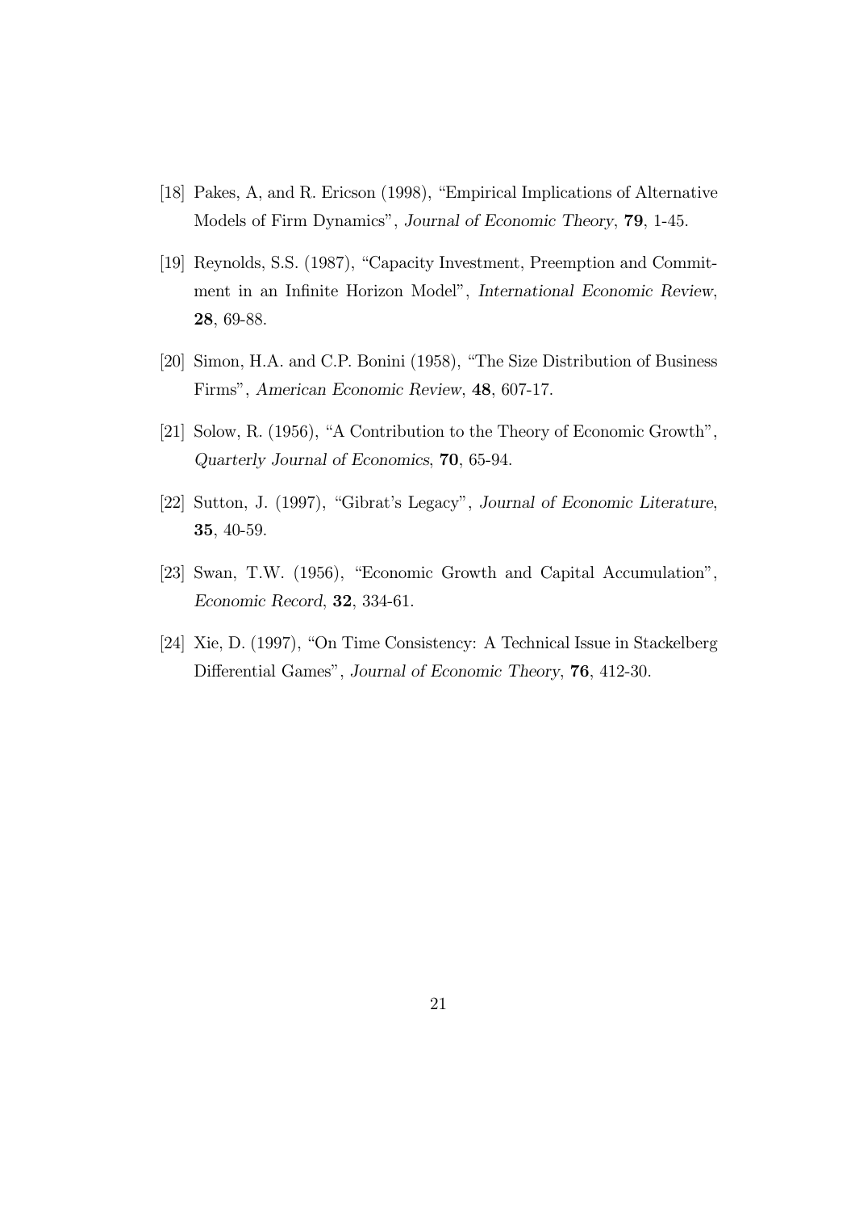[18] Pakes, A, and R. Ericson (1998), "Empirical Implications of Alternative Models of Firm Dynamics", *Journal of Economic Theory*, **79**, 1-45.

[19] Reynolds, S.S. (1987), "Capacity Investment, Preemption and Commitment in an Infinite Horizon Model", *International Economic Review*, **28**, 69-88.

[20] Simon, H.A. and C.P. Bonini (1958), "The Size Distribution of Business Firms", *American Economic Review*, **48**, 607-17.

[21] Solow, R. (1956), "A Contribution to the Theory of Economic Growth", *Quarterly Journal of Economics*, **70**, 65-94.

[22] Sutton, J. (1997), "Gibrat's Legacy", *Journal of Economic Literature*, **35**, 40-59.

[23] Swan, T.W. (1956), "Economic Growth and Capital Accumulation", *Economic Record*, **32**, 334-61.

[24] Xie, D. (1997), "On Time Consistency: A Technical Issue in Stackelberg Differential Games", *Journal of Economic Theory*, **76**, 412-30.